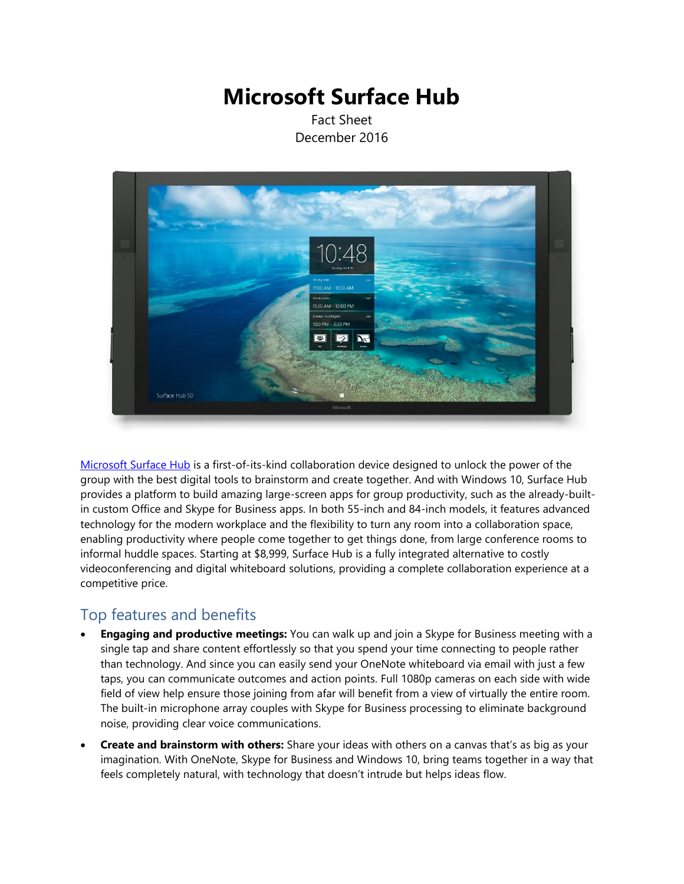# Microsoft Surface Hub

Fact Sheet
December 2016

Microsoft Surface Hub is a first-of-its-kind collaboration device designed to unlock the power of the group with the best digital tools to brainstorm and create together. And with Windows 10, Surface Hub provides a platform to build amazing large-screen apps for group productivity, such as the already-built-in custom Office and Skype for Business apps. In both 55-inch and 84-inch models, it features advanced technology for the modern workplace and the flexibility to turn any room into a collaboration space, enabling productivity where people come together to get things done, from large conference rooms to informal huddle spaces. Starting at $8,999, Surface Hub is a fully integrated alternative to costly videoconferencing and digital whiteboard solutions, providing a complete collaboration experience at a competitive price.

## Top features and benefits

- **Engaging and productive meetings:** You can walk up and join a Skype for Business meeting with a single tap and share content effortlessly so that you spend your time connecting to people rather than technology. And since you can easily send your OneNote whiteboard via email with just a few taps, you can communicate outcomes and action points. Full 1080p cameras on each side with wide field of view help ensure those joining from afar will benefit from a view of virtually the entire room. The built-in microphone array couples with Skype for Business processing to eliminate background noise, providing clear voice communications.
- **Create and brainstorm with others:** Share your ideas with others on a canvas that's as big as your imagination. With OneNote, Skype for Business and Windows 10, bring teams together in a way that feels completely natural, with technology that doesn't intrude but helps ideas flow.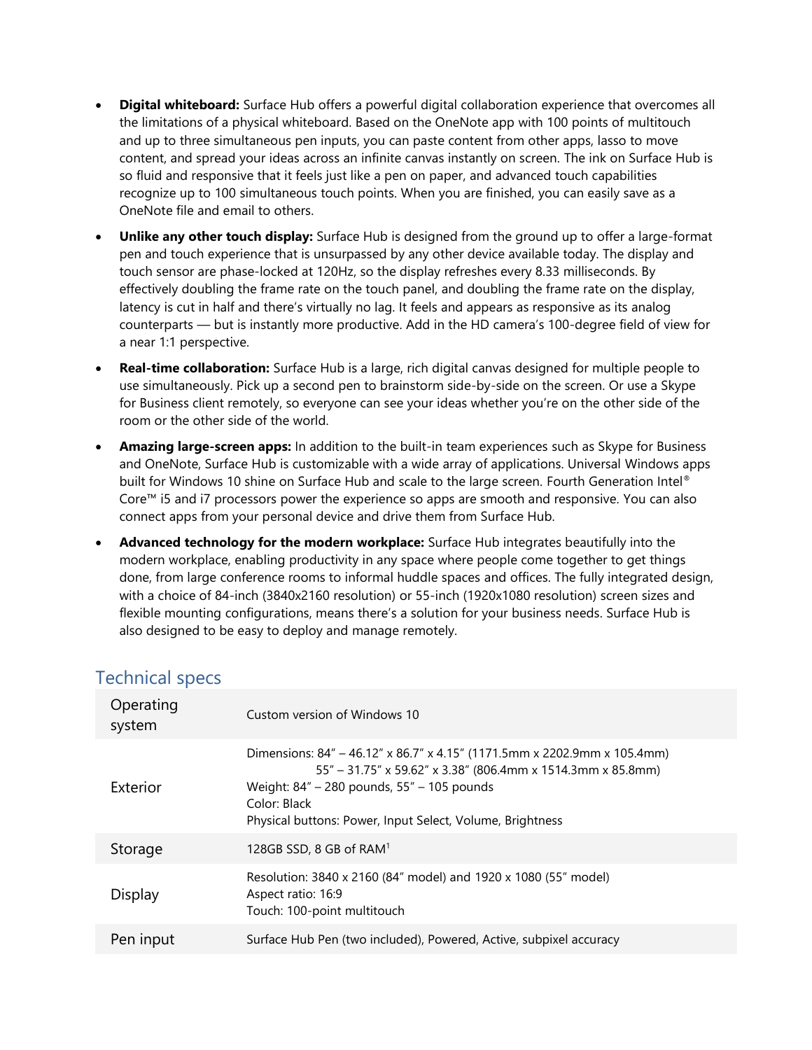- **Digital whiteboard:** Surface Hub offers a powerful digital collaboration experience that overcomes all the limitations of a physical whiteboard. Based on the OneNote app with 100 points of multitouch and up to three simultaneous pen inputs, you can paste content from other apps, lasso to move content, and spread your ideas across an infinite canvas instantly on screen. The ink on Surface Hub is so fluid and responsive that it feels just like a pen on paper, and advanced touch capabilities recognize up to 100 simultaneous touch points. When you are finished, you can easily save as a OneNote file and email to others.
- **Unlike any other touch display:** Surface Hub is designed from the ground up to offer a large-format pen and touch experience that is unsurpassed by any other device available today. The display and touch sensor are phase-locked at 120Hz, so the display refreshes every 8.33 milliseconds. By effectively doubling the frame rate on the touch panel, and doubling the frame rate on the display, latency is cut in half and there's virtually no lag. It feels and appears as responsive as its analog counterparts — but is instantly more productive. Add in the HD camera's 100-degree field of view for a near 1:1 perspective.
- **Real-time collaboration:** Surface Hub is a large, rich digital canvas designed for multiple people to use simultaneously. Pick up a second pen to brainstorm side-by-side on the screen. Or use a Skype for Business client remotely, so everyone can see your ideas whether you're on the other side of the room or the other side of the world.
- **Amazing large-screen apps:** In addition to the built-in team experiences such as Skype for Business and OneNote, Surface Hub is customizable with a wide array of applications. Universal Windows apps built for Windows 10 shine on Surface Hub and scale to the large screen. Fourth Generation Intel® Core™ i5 and i7 processors power the experience so apps are smooth and responsive. You can also connect apps from your personal device and drive them from Surface Hub.
- **Advanced technology for the modern workplace:** Surface Hub integrates beautifully into the modern workplace, enabling productivity in any space where people come together to get things done, from large conference rooms to informal huddle spaces and offices. The fully integrated design, with a choice of 84-inch (3840x2160 resolution) or 55-inch (1920x1080 resolution) screen sizes and flexible mounting configurations, means there's a solution for your business needs. Surface Hub is also designed to be easy to deploy and manage remotely.

## Technical specs

| | |
|---|---|
| Operating system | Custom version of Windows 10 |
| Exterior | Dimensions: 84" – 46.12" x 86.7" x 4.15" (1171.5mm x 2202.9mm x 105.4mm)<br>55" – 31.75" x 59.62" x 3.38" (806.4mm x 1514.3mm x 85.8mm)<br>Weight: 84" – 280 pounds, 55" – 105 pounds<br>Color: Black<br>Physical buttons: Power, Input Select, Volume, Brightness |
| Storage | 128GB SSD, 8 GB of RAM[1] |
| Display | Resolution: 3840 x 2160 (84" model) and 1920 x 1080 (55" model)<br>Aspect ratio: 16:9<br>Touch: 100-point multitouch |
| Pen input | Surface Hub Pen (two included), Powered, Active, subpixel accuracy |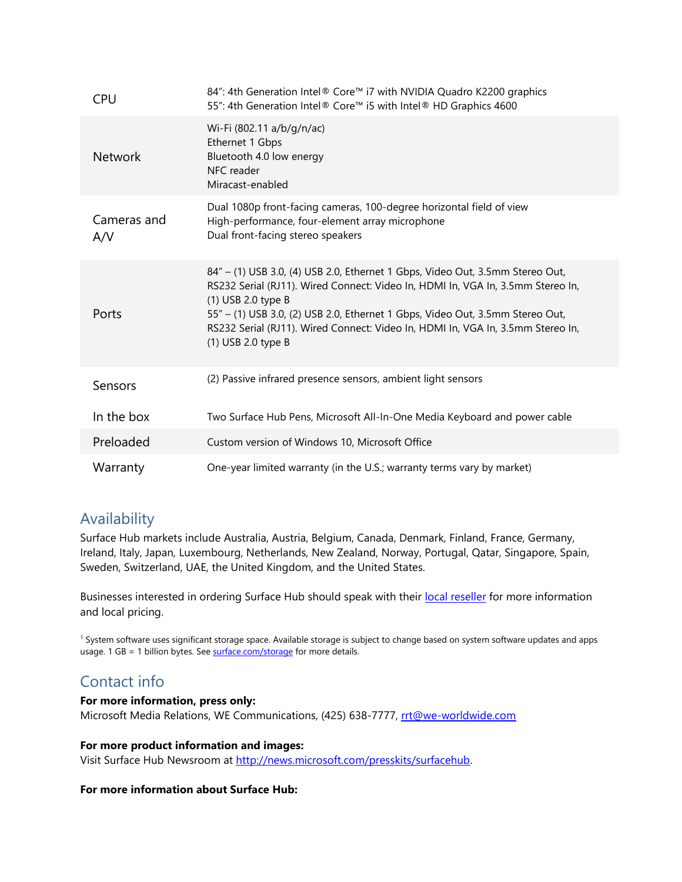| | |
|---|---|
| CPU | 84”: 4th Generation Intel® Core™ i7 with NVIDIA Quadro K2200 graphics<br>55”: 4th Generation Intel® Core™ i5 with Intel® HD Graphics 4600 |
| Network | Wi-Fi (802.11 a/b/g/n/ac)<br>Ethernet 1 Gbps<br>Bluetooth 4.0 low energy<br>NFC reader<br>Miracast-enabled |
| Cameras and A/V | Dual 1080p front-facing cameras, 100-degree horizontal field of view<br>High-performance, four-element array microphone<br>Dual front-facing stereo speakers |
| Ports | 84” – (1) USB 3.0, (4) USB 2.0, Ethernet 1 Gbps, Video Out, 3.5mm Stereo Out, RS232 Serial (RJ11). Wired Connect: Video In, HDMI In, VGA In, 3.5mm Stereo In, (1) USB 2.0 type B<br>55” – (1) USB 3.0, (2) USB 2.0, Ethernet 1 Gbps, Video Out, 3.5mm Stereo Out, RS232 Serial (RJ11). Wired Connect: Video In, HDMI In, VGA In, 3.5mm Stereo In, (1) USB 2.0 type B |
| Sensors | (2) Passive infrared presence sensors, ambient light sensors |
| In the box | Two Surface Hub Pens, Microsoft All-In-One Media Keyboard and power cable |
| Preloaded | Custom version of Windows 10, Microsoft Office |
| Warranty | One-year limited warranty (in the U.S.; warranty terms vary by market) |

## Availability

Surface Hub markets include Australia, Austria, Belgium, Canada, Denmark, Finland, France, Germany, Ireland, Italy, Japan, Luxembourg, Netherlands, New Zealand, Norway, Portugal, Qatar, Singapore, Spain, Sweden, Switzerland, UAE, the United Kingdom, and the United States.

Businesses interested in ordering Surface Hub should speak with their local reseller for more information and local pricing.

[1] System software uses significant storage space. Available storage is subject to change based on system software updates and apps usage. 1 GB = 1 billion bytes. See surface.com/storage for more details.

## Contact info

**For more information, press only:**
Microsoft Media Relations, WE Communications, (425) 638-7777, rrt@we-worldwide.com

**For more product information and images:**
Visit Surface Hub Newsroom at http://news.microsoft.com/presskits/surfacehub.

**For more information about Surface Hub:**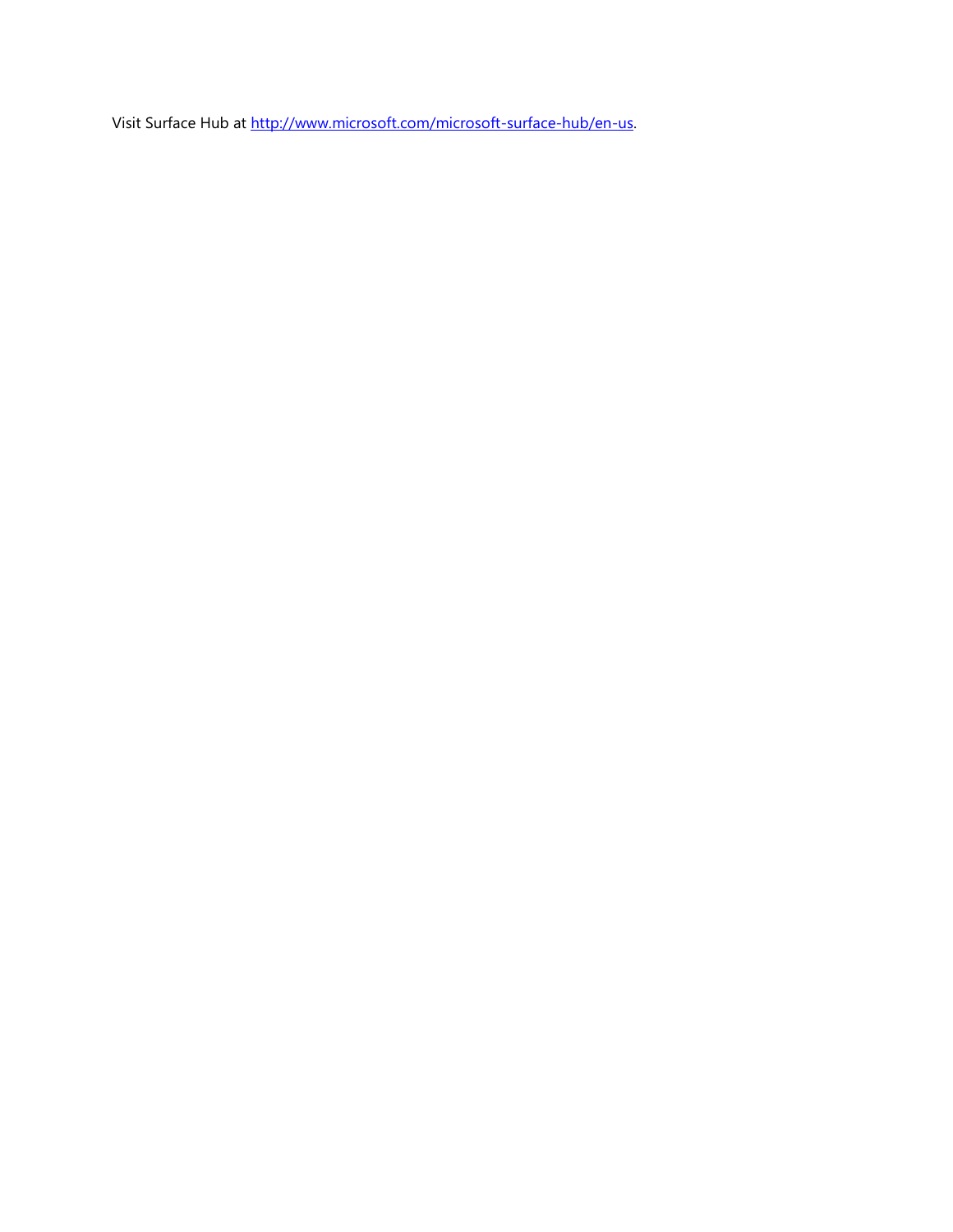Visit Surface Hub at [http://www.microsoft.com/microsoft-surface-hub/en-us](http://www.microsoft.com/microsoft-surface-hub/en-us).